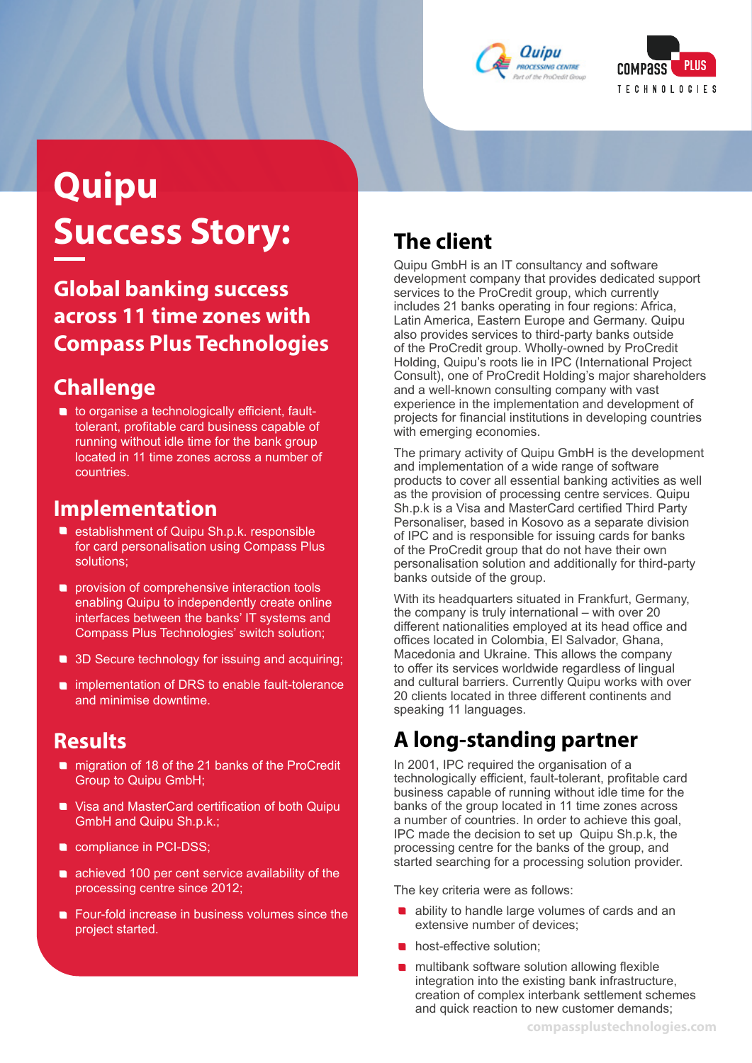# Quipu Success Story:

## Global banking success across 11 time zones with Compass Plus Technologies

## Challenge

- to organise a technologically efficient, fault-tolerant, profitable card business capable of running without idle time for the bank group located in 11 time zones across a number of countries.

## Implementation

- establishment of Quipu Sh.p.k. responsible for card personalisation using Compass Plus solutions;
- provision of comprehensive interaction tools enabling Quipu to independently create online interfaces between the banks' IT systems and Compass Plus Technologies' switch solution;
- 3D Secure technology for issuing and acquiring;
- implementation of DRS to enable fault-tolerance and minimise downtime.

## Results

- migration of 18 of the 21 banks of the ProCredit Group to Quipu GmbH;
- Visa and MasterCard certification of both Quipu GmbH and Quipu Sh.p.k.;
- compliance in PCI-DSS;
- achieved 100 per cent service availability of the processing centre since 2012;
- Four-fold increase in business volumes since the project started.

## The client

Quipu GmbH is an IT consultancy and software development company that provides dedicated support services to the ProCredit group, which currently includes 21 banks operating in four regions: Africa, Latin America, Eastern Europe and Germany. Quipu also provides services to third-party banks outside of the ProCredit group. Wholly-owned by ProCredit Holding, Quipu's roots lie in IPC (International Project Consult), one of ProCredit Holding's major shareholders and a well-known consulting company with vast experience in the implementation and development of projects for financial institutions in developing countries with emerging economies.

The primary activity of Quipu GmbH is the development and implementation of a wide range of software products to cover all essential banking activities as well as the provision of processing centre services. Quipu Sh.p.k is a Visa and MasterCard certified Third Party Personaliser, based in Kosovo as a separate division of IPC and is responsible for issuing cards for banks of the ProCredit group that do not have their own personalisation solution and additionally for third-party banks outside of the group.

With its headquarters situated in Frankfurt, Germany, the company is truly international – with over 20 different nationalities employed at its head office and offices located in Colombia, El Salvador, Ghana, Macedonia and Ukraine. This allows the company to offer its services worldwide regardless of lingual and cultural barriers. Currently Quipu works with over 20 clients located in three different continents and speaking 11 languages.

## A long-standing partner

In 2001, IPC required the organisation of a technologically efficient, fault-tolerant, profitable card business capable of running without idle time for the banks of the group located in 11 time zones across a number of countries. In order to achieve this goal, IPC made the decision to set up Quipu Sh.p.k, the processing centre for the banks of the group, and started searching for a processing solution provider.

The key criteria were as follows:

- ability to handle large volumes of cards and an extensive number of devices;
- host-effective solution;
- multibank software solution allowing flexible integration into the existing bank infrastructure, creation of complex interbank settlement schemes and quick reaction to new customer demands;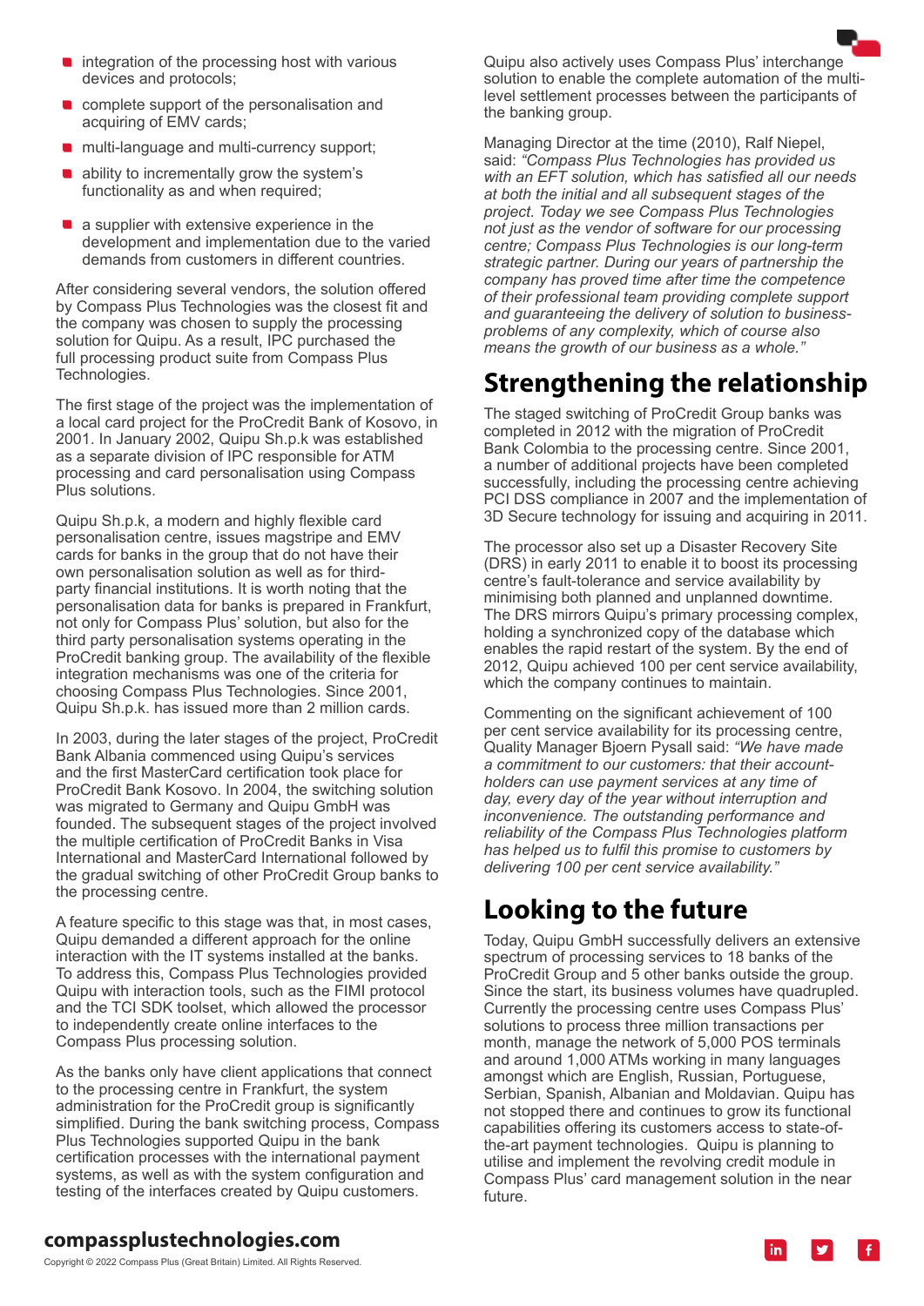- integration of the processing host with various devices and protocols;
- complete support of the personalisation and acquiring of EMV cards;
- multi-language and multi-currency support;
- ability to incrementally grow the system's functionality as and when required;
- a supplier with extensive experience in the development and implementation due to the varied demands from customers in different countries.

After considering several vendors, the solution offered by Compass Plus Technologies was the closest fit and the company was chosen to supply the processing solution for Quipu. As a result, IPC purchased the full processing product suite from Compass Plus Technologies.

The first stage of the project was the implementation of a local card project for the ProCredit Bank of Kosovo, in 2001. In January 2002, Quipu Sh.p.k was established as a separate division of IPC responsible for ATM processing and card personalisation using Compass Plus solutions.

Quipu Sh.p.k, a modern and highly flexible card personalisation centre, issues magstripe and EMV cards for banks in the group that do not have their own personalisation solution as well as for third-party financial institutions. It is worth noting that the personalisation data for banks is prepared in Frankfurt, not only for Compass Plus' solution, but also for the third party personalisation systems operating in the ProCredit banking group. The availability of the flexible integration mechanisms was one of the criteria for choosing Compass Plus Technologies. Since 2001, Quipu Sh.p.k. has issued more than 2 million cards.

In 2003, during the later stages of the project, ProCredit Bank Albania commenced using Quipu's services and the first MasterCard certification took place for ProCredit Bank Kosovo. In 2004, the switching solution was migrated to Germany and Quipu GmbH was founded. The subsequent stages of the project involved the multiple certification of ProCredit Banks in Visa International and MasterCard International followed by the gradual switching of other ProCredit Group banks to the processing centre.

A feature specific to this stage was that, in most cases, Quipu demanded a different approach for the online interaction with the IT systems installed at the banks. To address this, Compass Plus Technologies provided Quipu with interaction tools, such as the FIMI protocol and the TCI SDK toolset, which allowed the processor to independently create online interfaces to the Compass Plus processing solution.

As the banks only have client applications that connect to the processing centre in Frankfurt, the system administration for the ProCredit group is significantly simplified. During the bank switching process, Compass Plus Technologies supported Quipu in the bank certification processes with the international payment systems, as well as with the system configuration and testing of the interfaces created by Quipu customers.

Quipu also actively uses Compass Plus' interchange solution to enable the complete automation of the multi-level settlement processes between the participants of the banking group.

Managing Director at the time (2010), Ralf Niepel, said: *"Compass Plus Technologies has provided us with an EFT solution, which has satisfied all our needs at both the initial and all subsequent stages of the project. Today we see Compass Plus Technologies not just as the vendor of software for our processing centre; Compass Plus Technologies is our long-term strategic partner. During our years of partnership the company has proved time after time the competence of their professional team providing complete support and guaranteeing the delivery of solution to business-problems of any complexity, which of course also means the growth of our business as a whole."*

## Strengthening the relationship

The staged switching of ProCredit Group banks was completed in 2012 with the migration of ProCredit Bank Colombia to the processing centre. Since 2001, a number of additional projects have been completed successfully, including the processing centre achieving PCI DSS compliance in 2007 and the implementation of 3D Secure technology for issuing and acquiring in 2011.

The processor also set up a Disaster Recovery Site (DRS) in early 2011 to enable it to boost its processing centre's fault-tolerance and service availability by minimising both planned and unplanned downtime. The DRS mirrors Quipu's primary processing complex, holding a synchronized copy of the database which enables the rapid restart of the system. By the end of 2012, Quipu achieved 100 per cent service availability, which the company continues to maintain.

Commenting on the significant achievement of 100 per cent service availability for its processing centre, Quality Manager Bjoern Pysall said: *"We have made a commitment to our customers: that their account-holders can use payment services at any time of day, every day of the year without interruption and inconvenience. The outstanding performance and reliability of the Compass Plus Technologies platform has helped us to fulfil this promise to customers by delivering 100 per cent service availability."*

## Looking to the future

Today, Quipu GmbH successfully delivers an extensive spectrum of processing services to 18 banks of the ProCredit Group and 5 other banks outside the group. Since the start, its business volumes have quadrupled. Currently the processing centre uses Compass Plus' solutions to process three million transactions per month, manage the network of 5,000 POS terminals and around 1,000 ATMs working in many languages amongst which are English, Russian, Portuguese, Serbian, Spanish, Albanian and Moldavian. Quipu has not stopped there and continues to grow its functional capabilities offering its customers access to state-of-the-art payment technologies. Quipu is planning to utilise and implement the revolving credit module in Compass Plus' card management solution in the near future.

**compassplustechnologies.com**

Copyright © 2022 Compass Plus (Great Britain) Limited. All Rights Reserved.